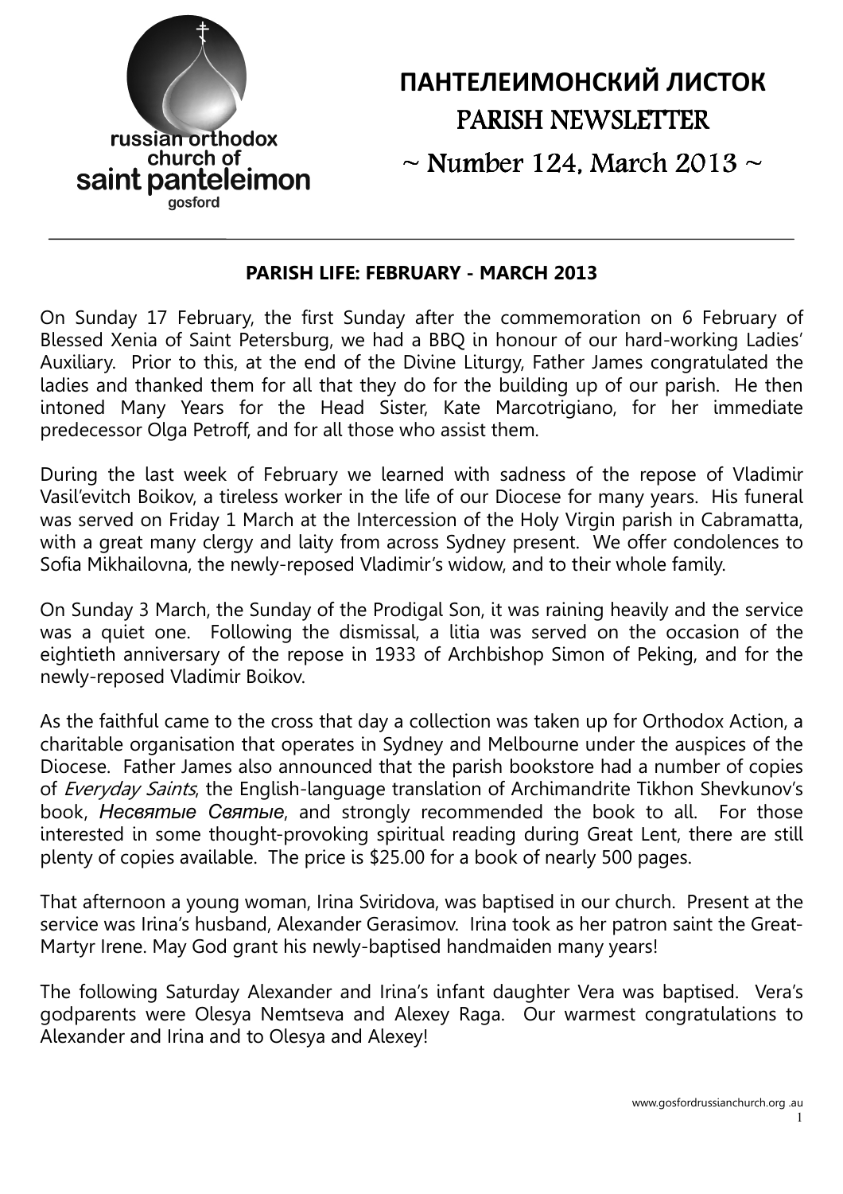russian orthodox church of saint panteleimon gosford

# ПАНТЕЛЕИМОНСКИЙ ЛИСТОК
# PARISH NEWSLETTER
## ~ Number 124, March 2013 ~

---

### PARISH LIFE: FEBRUARY - MARCH 2013

On Sunday 17 February, the first Sunday after the commemoration on 6 February of Blessed Xenia of Saint Petersburg, we had a BBQ in honour of our hard-working Ladies' Auxiliary. Prior to this, at the end of the Divine Liturgy, Father James congratulated the ladies and thanked them for all that they do for the building up of our parish. He then intoned Many Years for the Head Sister, Kate Marcotrigiano, for her immediate predecessor Olga Petroff, and for all those who assist them.

During the last week of February we learned with sadness of the repose of Vladimir Vasil'evitch Boikov, a tireless worker in the life of our Diocese for many years. His funeral was served on Friday 1 March at the Intercession of the Holy Virgin parish in Cabramatta, with a great many clergy and laity from across Sydney present. We offer condolences to Sofia Mikhailovna, the newly-reposed Vladimir's widow, and to their whole family.

On Sunday 3 March, the Sunday of the Prodigal Son, it was raining heavily and the service was a quiet one. Following the dismissal, a litia was served on the occasion of the eightieth anniversary of the repose in 1933 of Archbishop Simon of Peking, and for the newly-reposed Vladimir Boikov.

As the faithful came to the cross that day a collection was taken up for Orthodox Action, a charitable organisation that operates in Sydney and Melbourne under the auspices of the Diocese. Father James also announced that the parish bookstore had a number of copies of *Everyday Saints*, the English-language translation of Archimandrite Tikhon Shevkunov's book, *Несвятые Святые*, and strongly recommended the book to all. For those interested in some thought-provoking spiritual reading during Great Lent, there are still plenty of copies available. The price is $25.00 for a book of nearly 500 pages.

That afternoon a young woman, Irina Sviridova, was baptised in our church. Present at the service was Irina's husband, Alexander Gerasimov. Irina took as her patron saint the Great-Martyr Irene. May God grant his newly-baptised handmaiden many years!

The following Saturday Alexander and Irina's infant daughter Vera was baptised. Vera's godparents were Olesya Nemtseva and Alexey Raga. Our warmest congratulations to Alexander and Irina and to Olesya and Alexey!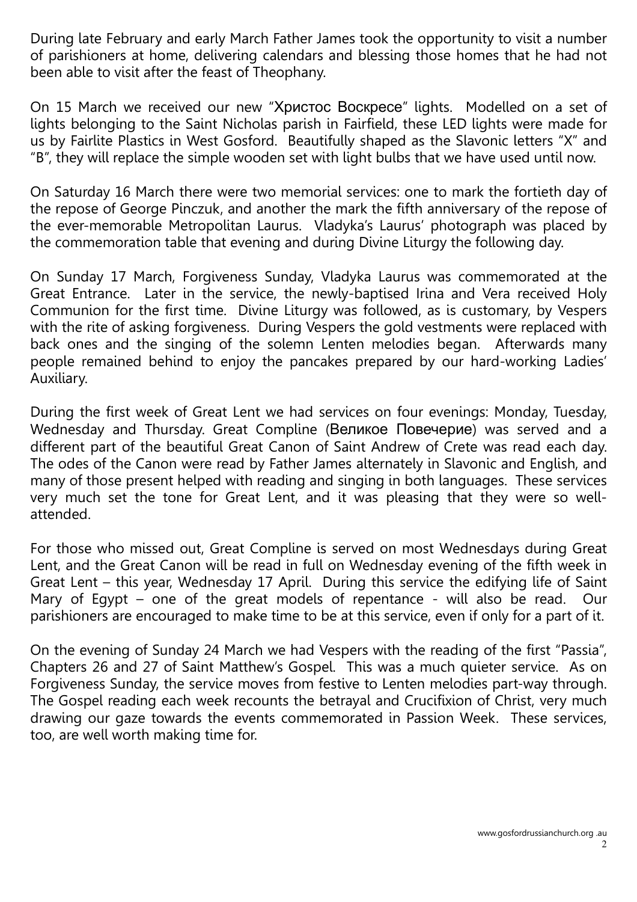During late February and early March Father James took the opportunity to visit a number of parishioners at home, delivering calendars and blessing those homes that he had not been able to visit after the feast of Theophany.

On 15 March we received our new "Христос Воскресе" lights. Modelled on a set of lights belonging to the Saint Nicholas parish in Fairfield, these LED lights were made for us by Fairlite Plastics in West Gosford. Beautifully shaped as the Slavonic letters "X" and "B", they will replace the simple wooden set with light bulbs that we have used until now.

On Saturday 16 March there were two memorial services: one to mark the fortieth day of the repose of George Pinczuk, and another the mark the fifth anniversary of the repose of the ever-memorable Metropolitan Laurus. Vladyka's Laurus' photograph was placed by the commemoration table that evening and during Divine Liturgy the following day.

On Sunday 17 March, Forgiveness Sunday, Vladyka Laurus was commemorated at the Great Entrance. Later in the service, the newly-baptised Irina and Vera received Holy Communion for the first time. Divine Liturgy was followed, as is customary, by Vespers with the rite of asking forgiveness. During Vespers the gold vestments were replaced with back ones and the singing of the solemn Lenten melodies began. Afterwards many people remained behind to enjoy the pancakes prepared by our hard-working Ladies' Auxiliary.

During the first week of Great Lent we had services on four evenings: Monday, Tuesday, Wednesday and Thursday. Great Compline (Великое Повечерие) was served and a different part of the beautiful Great Canon of Saint Andrew of Crete was read each day. The odes of the Canon were read by Father James alternately in Slavonic and English, and many of those present helped with reading and singing in both languages. These services very much set the tone for Great Lent, and it was pleasing that they were so well-attended.

For those who missed out, Great Compline is served on most Wednesdays during Great Lent, and the Great Canon will be read in full on Wednesday evening of the fifth week in Great Lent – this year, Wednesday 17 April. During this service the edifying life of Saint Mary of Egypt – one of the great models of repentance - will also be read. Our parishioners are encouraged to make time to be at this service, even if only for a part of it.

On the evening of Sunday 24 March we had Vespers with the reading of the first "Passia", Chapters 26 and 27 of Saint Matthew's Gospel. This was a much quieter service. As on Forgiveness Sunday, the service moves from festive to Lenten melodies part-way through. The Gospel reading each week recounts the betrayal and Crucifixion of Christ, very much drawing our gaze towards the events commemorated in Passion Week. These services, too, are well worth making time for.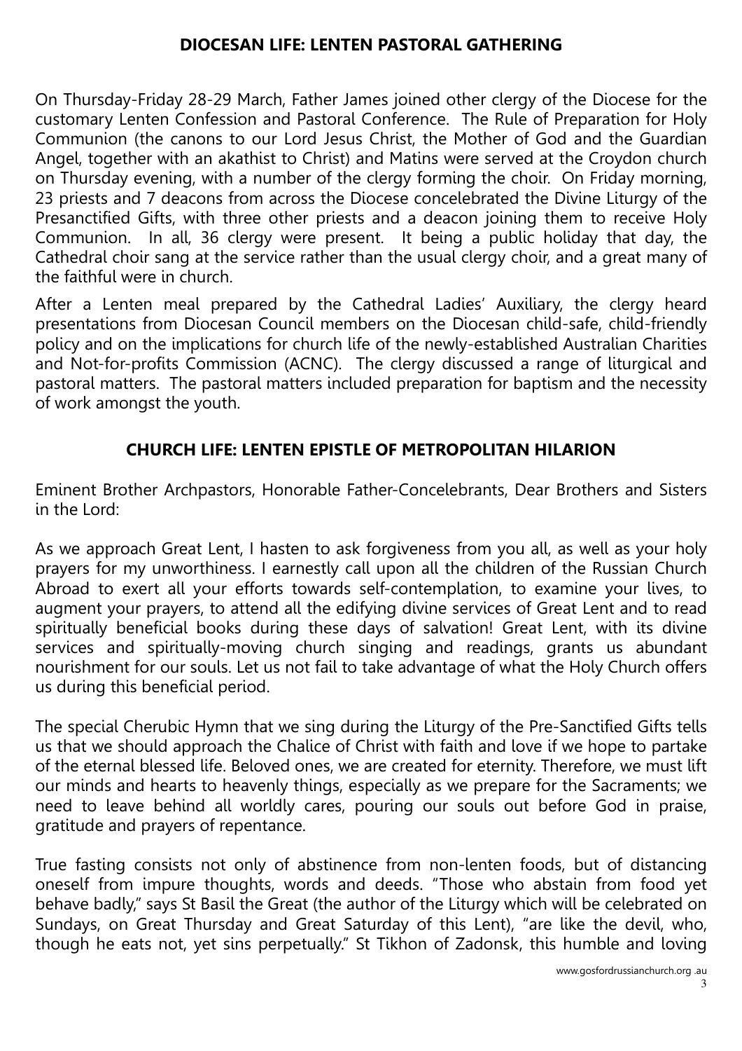## DIOCESAN LIFE: LENTEN PASTORAL GATHERING

On Thursday-Friday 28-29 March, Father James joined other clergy of the Diocese for the customary Lenten Confession and Pastoral Conference. The Rule of Preparation for Holy Communion (the canons to our Lord Jesus Christ, the Mother of God and the Guardian Angel, together with an akathist to Christ) and Matins were served at the Croydon church on Thursday evening, with a number of the clergy forming the choir. On Friday morning, 23 priests and 7 deacons from across the Diocese concelebrated the Divine Liturgy of the Presanctified Gifts, with three other priests and a deacon joining them to receive Holy Communion. In all, 36 clergy were present. It being a public holiday that day, the Cathedral choir sang at the service rather than the usual clergy choir, and a great many of the faithful were in church.

After a Lenten meal prepared by the Cathedral Ladies' Auxiliary, the clergy heard presentations from Diocesan Council members on the Diocesan child-safe, child-friendly policy and on the implications for church life of the newly-established Australian Charities and Not-for-profits Commission (ACNC). The clergy discussed a range of liturgical and pastoral matters. The pastoral matters included preparation for baptism and the necessity of work amongst the youth.

## CHURCH LIFE: LENTEN EPISTLE OF METROPOLITAN HILARION

Eminent Brother Archpastors, Honorable Father-Concelebrants, Dear Brothers and Sisters in the Lord:

As we approach Great Lent, I hasten to ask forgiveness from you all, as well as your holy prayers for my unworthiness. I earnestly call upon all the children of the Russian Church Abroad to exert all your efforts towards self-contemplation, to examine your lives, to augment your prayers, to attend all the edifying divine services of Great Lent and to read spiritually beneficial books during these days of salvation! Great Lent, with its divine services and spiritually-moving church singing and readings, grants us abundant nourishment for our souls. Let us not fail to take advantage of what the Holy Church offers us during this beneficial period.

The special Cherubic Hymn that we sing during the Liturgy of the Pre-Sanctified Gifts tells us that we should approach the Chalice of Christ with faith and love if we hope to partake of the eternal blessed life. Beloved ones, we are created for eternity. Therefore, we must lift our minds and hearts to heavenly things, especially as we prepare for the Sacraments; we need to leave behind all worldly cares, pouring our souls out before God in praise, gratitude and prayers of repentance.

True fasting consists not only of abstinence from non-lenten foods, but of distancing oneself from impure thoughts, words and deeds. "Those who abstain from food yet behave badly," says St Basil the Great (the author of the Liturgy which will be celebrated on Sundays, on Great Thursday and Great Saturday of this Lent), "are like the devil, who, though he eats not, yet sins perpetually." St Tikhon of Zadonsk, this humble and loving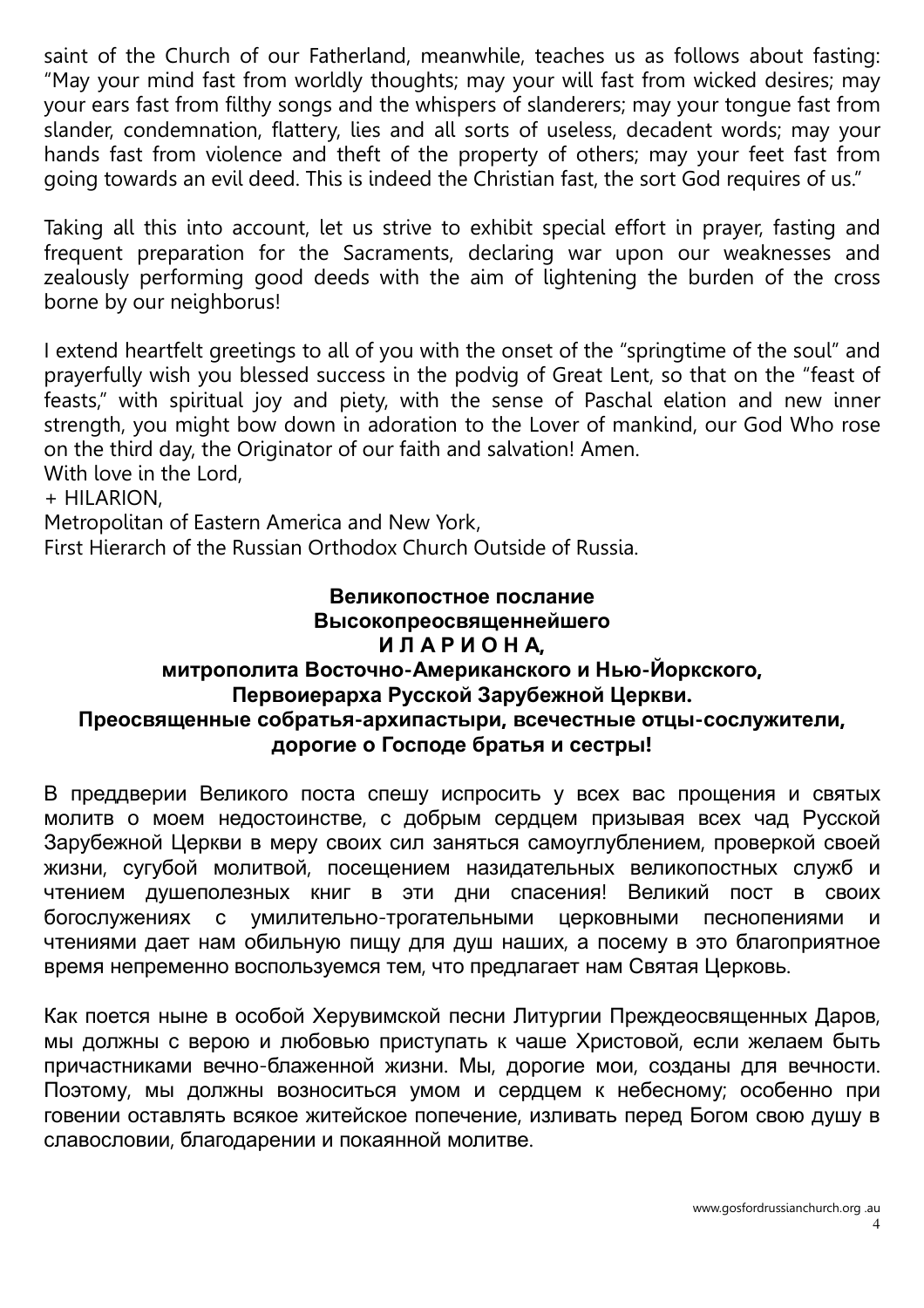saint of the Church of our Fatherland, meanwhile, teaches us as follows about fasting: "May your mind fast from worldly thoughts; may your will fast from wicked desires; may your ears fast from filthy songs and the whispers of slanderers; may your tongue fast from slander, condemnation, flattery, lies and all sorts of useless, decadent words; may your hands fast from violence and theft of the property of others; may your feet fast from going towards an evil deed. This is indeed the Christian fast, the sort God requires of us."

Taking all this into account, let us strive to exhibit special effort in prayer, fasting and frequent preparation for the Sacraments, declaring war upon our weaknesses and zealously performing good deeds with the aim of lightening the burden of the cross borne by our neighborus!

I extend heartfelt greetings to all of you with the onset of the "springtime of the soul" and prayerfully wish you blessed success in the podvig of Great Lent, so that on the "feast of feasts," with spiritual joy and piety, with the sense of Paschal elation and new inner strength, you might bow down in adoration to the Lover of mankind, our God Who rose on the third day, the Originator of our faith and salvation! Amen.
With love in the Lord,
+ HILARION,
Metropolitan of Eastern America and New York,
First Hierarch of the Russian Orthodox Church Outside of Russia.

**Великопостное послание**
**Высокопреосвященнейшего**
**И Л А Р И О Н А,**
**митрополита Восточно-Американского и Нью-Йоркского,**
**Первоиерарха Русской Зарубежной Церкви.**
**Преосвященные собратья-архипастыри, всечестные отцы-сослужители, дорогие о Господе братья и сестры!**

В преддверии Великого поста спешу испросить у всех вас прощения и святых молитв о моем недостоинстве, с добрым сердцем призывая всех чад Русской Зарубежной Церкви в меру своих сил заняться самоуглублением, проверкой своей жизни, сугубой молитвой, посещением назидательных великопостных служб и чтением душеполезных книг в эти дни спасения! Великий пост в своих богослужениях с умилительно-трогательными церковными песнопениями и чтениями дает нам обильную пищу для душ наших, а посему в это благоприятное время непременно воспользуемся тем, что предлагает нам Святая Церковь.

Как поется ныне в особой Херувимской песни Литургии Преждеосвященных Даров, мы должны с верою и любовью приступать к чаше Христовой, если желаем быть причастниками вечно-блаженной жизни. Мы, дорогие мои, созданы для вечности. Поэтому, мы должны возноситься умом и сердцем к небесному; особенно при говении оставлять всякое житейское попечение, изливать перед Богом свою душу в славословии, благодарении и покаянной молитве.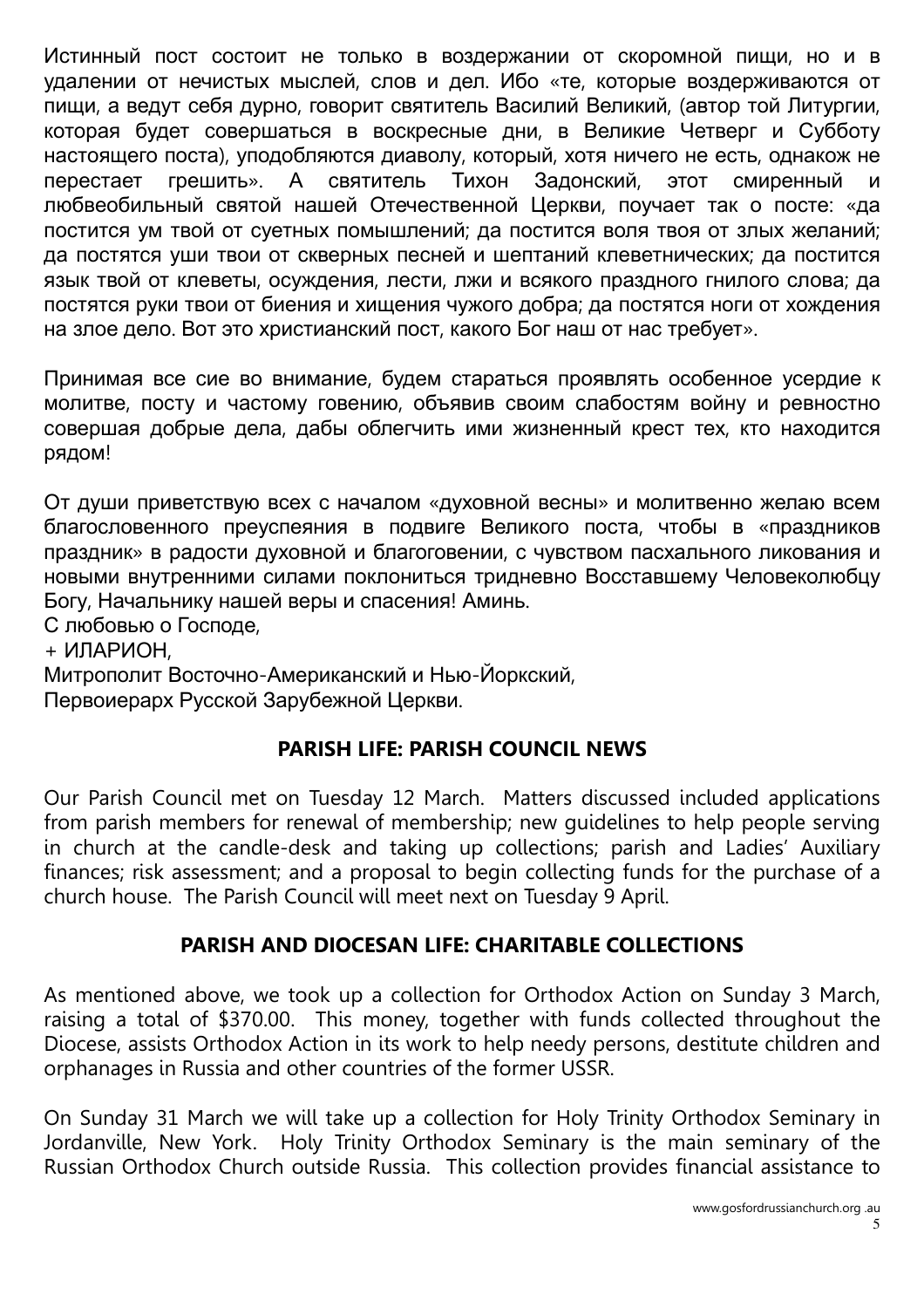Истинный пост состоит не только в воздержании от скоромной пищи, но и в удалении от нечистых мыслей, слов и дел. Ибо «те, которые воздерживаются от пищи, а ведут себя дурно, говорит святитель Василий Великий, (автор той Литургии, которая будет совершаться в воскресные дни, в Великие Четверг и Субботу настоящего поста), уподобляются диаволу, который, хотя ничего не есть, однакож не перестает грешить». А святитель Тихон Задонский, этот смиренный и любвеобильный святой нашей Отечественной Церкви, поучает так о посте: «да постится ум твой от суетных помышлений; да постится воля твоя от злых желаний; да постятся уши твои от скверных песней и шептаний клеветнических; да постится язык твой от клеветы, осуждения, лести, лжи и всякого праздного гнилого слова; да постятся руки твои от биения и хищения чужого добра; да постятся ноги от хождения на злое дело. Вот это христианский пост, какого Бог наш от нас требует».

Принимая все сие во внимание, будем стараться проявлять особенное усердие к молитве, посту и частому говению, объявив своим слабостям войну и ревностно совершая добрые дела, дабы облегчить ими жизненный крест тех, кто находится рядом!

От души приветствую всех с началом «духовной весны» и молитвенно желаю всем благословенного преуспеяния в подвиге Великого поста, чтобы в «праздников праздник» в радости духовной и благоговении, с чувством пасхального ликования и новыми внутренними силами поклониться тридневно Восставшему Человеколюбцу Богу, Начальнику нашей веры и спасения! Аминь.

С любовью о Господе,

+ ИЛАРИОН,

Митрополит Восточно-Американский и Нью-Йоркский,

Первоиерарх Русской Зарубежной Церкви.

## PARISH LIFE: PARISH COUNCIL NEWS

Our Parish Council met on Tuesday 12 March. Matters discussed included applications from parish members for renewal of membership; new guidelines to help people serving in church at the candle-desk and taking up collections; parish and Ladies' Auxiliary finances; risk assessment; and a proposal to begin collecting funds for the purchase of a church house. The Parish Council will meet next on Tuesday 9 April.

## PARISH AND DIOCESAN LIFE: CHARITABLE COLLECTIONS

As mentioned above, we took up a collection for Orthodox Action on Sunday 3 March, raising a total of $370.00. This money, together with funds collected throughout the Diocese, assists Orthodox Action in its work to help needy persons, destitute children and orphanages in Russia and other countries of the former USSR.

On Sunday 31 March we will take up a collection for Holy Trinity Orthodox Seminary in Jordanville, New York. Holy Trinity Orthodox Seminary is the main seminary of the Russian Orthodox Church outside Russia. This collection provides financial assistance to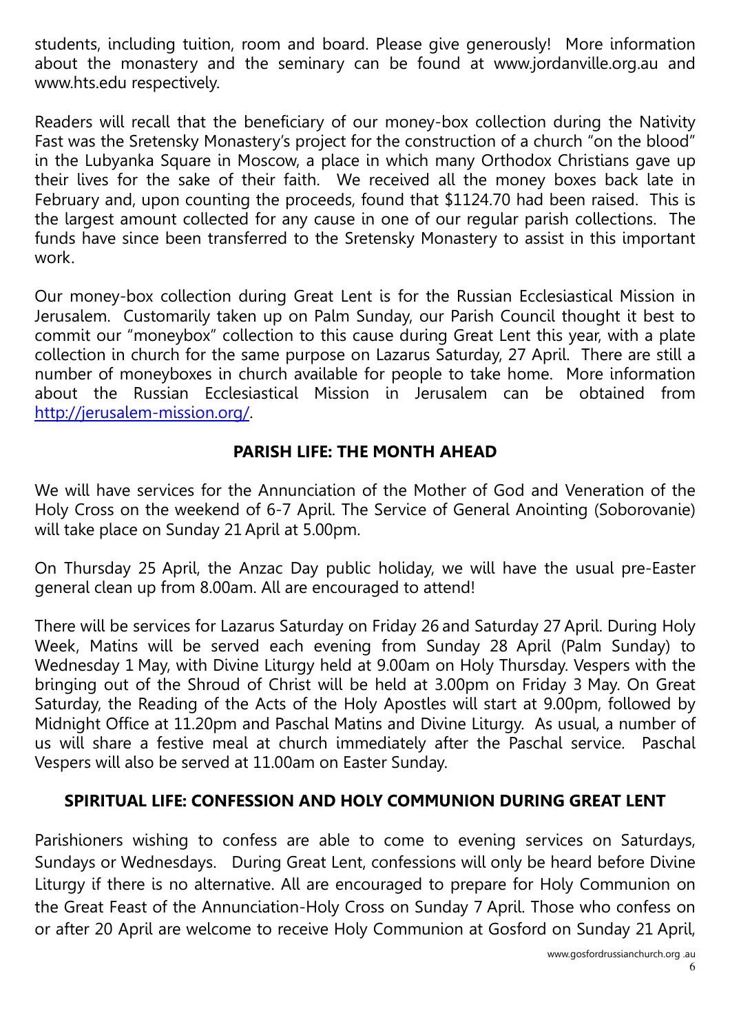students, including tuition, room and board. Please give generously! More information about the monastery and the seminary can be found at www.jordanville.org.au and www.hts.edu respectively.

Readers will recall that the beneficiary of our money-box collection during the Nativity Fast was the Sretensky Monastery's project for the construction of a church "on the blood" in the Lubyanka Square in Moscow, a place in which many Orthodox Christians gave up their lives for the sake of their faith. We received all the money boxes back late in February and, upon counting the proceeds, found that $1124.70 had been raised. This is the largest amount collected for any cause in one of our regular parish collections. The funds have since been transferred to the Sretensky Monastery to assist in this important work.

Our money-box collection during Great Lent is for the Russian Ecclesiastical Mission in Jerusalem. Customarily taken up on Palm Sunday, our Parish Council thought it best to commit our "moneybox" collection to this cause during Great Lent this year, with a plate collection in church for the same purpose on Lazarus Saturday, 27 April. There are still a number of moneyboxes in church available for people to take home. More information about the Russian Ecclesiastical Mission in Jerusalem can be obtained from [http://jerusalem-mission.org/](http://jerusalem-mission.org/).

## PARISH LIFE: THE MONTH AHEAD

We will have services for the Annunciation of the Mother of God and Veneration of the Holy Cross on the weekend of 6-7 April. The Service of General Anointing (Soborovanie) will take place on Sunday 21 April at 5.00pm.

On Thursday 25 April, the Anzac Day public holiday, we will have the usual pre-Easter general clean up from 8.00am. All are encouraged to attend!

There will be services for Lazarus Saturday on Friday 26 and Saturday 27 April. During Holy Week, Matins will be served each evening from Sunday 28 April (Palm Sunday) to Wednesday 1 May, with Divine Liturgy held at 9.00am on Holy Thursday. Vespers with the bringing out of the Shroud of Christ will be held at 3.00pm on Friday 3 May. On Great Saturday, the Reading of the Acts of the Holy Apostles will start at 9.00pm, followed by Midnight Office at 11.20pm and Paschal Matins and Divine Liturgy. As usual, a number of us will share a festive meal at church immediately after the Paschal service. Paschal Vespers will also be served at 11.00am on Easter Sunday.

## SPIRITUAL LIFE: CONFESSION AND HOLY COMMUNION DURING GREAT LENT

Parishioners wishing to confess are able to come to evening services on Saturdays, Sundays or Wednesdays. During Great Lent, confessions will only be heard before Divine Liturgy if there is no alternative. All are encouraged to prepare for Holy Communion on the Great Feast of the Annunciation-Holy Cross on Sunday 7 April. Those who confess on or after 20 April are welcome to receive Holy Communion at Gosford on Sunday 21 April,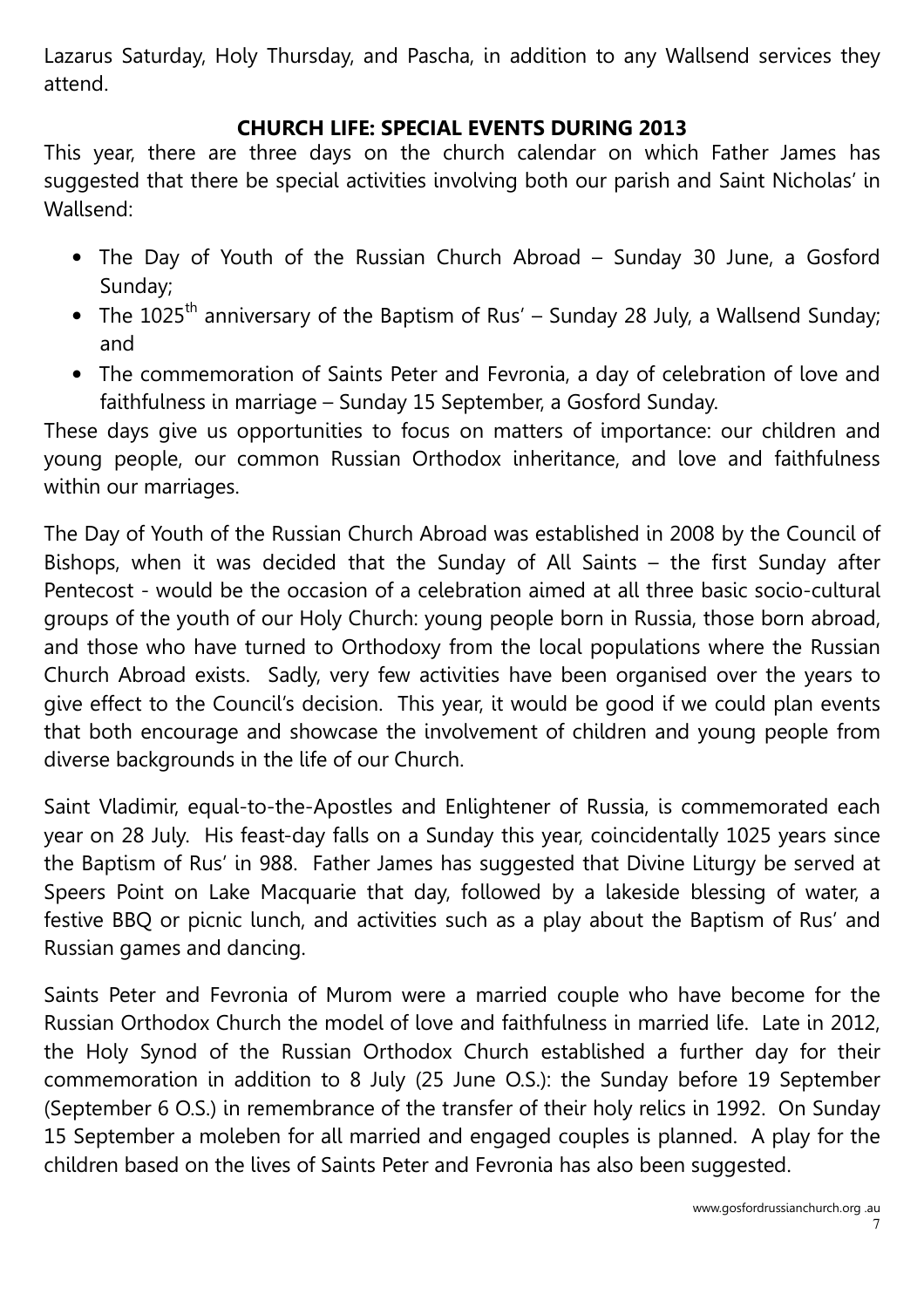Lazarus Saturday, Holy Thursday, and Pascha, in addition to any Wallsend services they attend.

## CHURCH LIFE: SPECIAL EVENTS DURING 2013

This year, there are three days on the church calendar on which Father James has suggested that there be special activities involving both our parish and Saint Nicholas' in Wallsend:

- The Day of Youth of the Russian Church Abroad – Sunday 30 June, a Gosford Sunday;
- The 1025th anniversary of the Baptism of Rus' – Sunday 28 July, a Wallsend Sunday; and
- The commemoration of Saints Peter and Fevronia, a day of celebration of love and faithfulness in marriage – Sunday 15 September, a Gosford Sunday.

These days give us opportunities to focus on matters of importance: our children and young people, our common Russian Orthodox inheritance, and love and faithfulness within our marriages.

The Day of Youth of the Russian Church Abroad was established in 2008 by the Council of Bishops, when it was decided that the Sunday of All Saints – the first Sunday after Pentecost - would be the occasion of a celebration aimed at all three basic socio-cultural groups of the youth of our Holy Church: young people born in Russia, those born abroad, and those who have turned to Orthodoxy from the local populations where the Russian Church Abroad exists. Sadly, very few activities have been organised over the years to give effect to the Council's decision. This year, it would be good if we could plan events that both encourage and showcase the involvement of children and young people from diverse backgrounds in the life of our Church.

Saint Vladimir, equal-to-the-Apostles and Enlightener of Russia, is commemorated each year on 28 July. His feast-day falls on a Sunday this year, coincidentally 1025 years since the Baptism of Rus' in 988. Father James has suggested that Divine Liturgy be served at Speers Point on Lake Macquarie that day, followed by a lakeside blessing of water, a festive BBQ or picnic lunch, and activities such as a play about the Baptism of Rus' and Russian games and dancing.

Saints Peter and Fevronia of Murom were a married couple who have become for the Russian Orthodox Church the model of love and faithfulness in married life. Late in 2012, the Holy Synod of the Russian Orthodox Church established a further day for their commemoration in addition to 8 July (25 June O.S.): the Sunday before 19 September (September 6 O.S.) in remembrance of the transfer of their holy relics in 1992. On Sunday 15 September a moleben for all married and engaged couples is planned. A play for the children based on the lives of Saints Peter and Fevronia has also been suggested.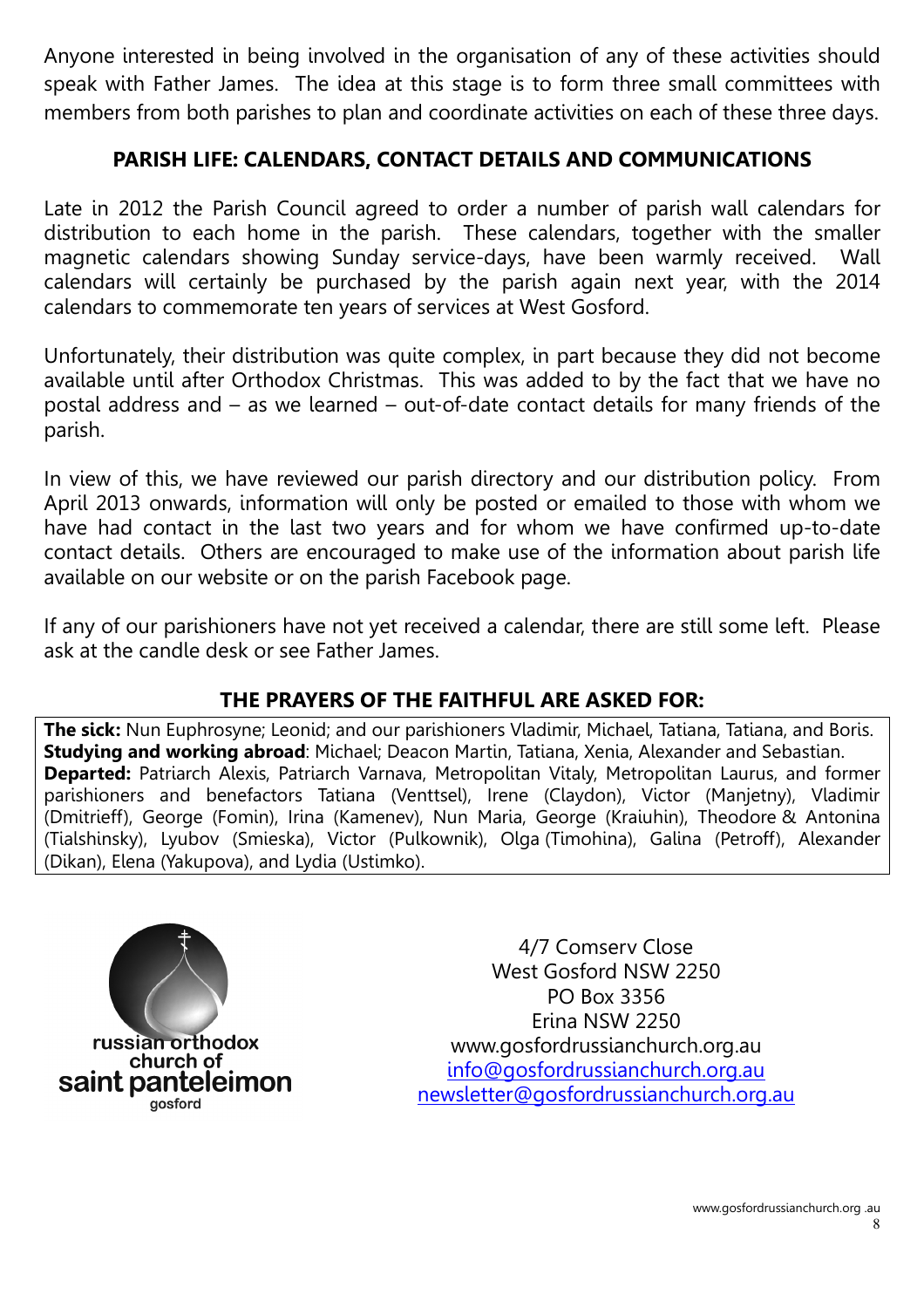Anyone interested in being involved in the organisation of any of these activities should speak with Father James. The idea at this stage is to form three small committees with members from both parishes to plan and coordinate activities on each of these three days.

## PARISH LIFE: CALENDARS, CONTACT DETAILS AND COMMUNICATIONS

Late in 2012 the Parish Council agreed to order a number of parish wall calendars for distribution to each home in the parish. These calendars, together with the smaller magnetic calendars showing Sunday service-days, have been warmly received. Wall calendars will certainly be purchased by the parish again next year, with the 2014 calendars to commemorate ten years of services at West Gosford.

Unfortunately, their distribution was quite complex, in part because they did not become available until after Orthodox Christmas. This was added to by the fact that we have no postal address and – as we learned – out-of-date contact details for many friends of the parish.

In view of this, we have reviewed our parish directory and our distribution policy. From April 2013 onwards, information will only be posted or emailed to those with whom we have had contact in the last two years and for whom we have confirmed up-to-date contact details. Others are encouraged to make use of the information about parish life available on our website or on the parish Facebook page.

If any of our parishioners have not yet received a calendar, there are still some left. Please ask at the candle desk or see Father James.

## THE PRAYERS OF THE FAITHFUL ARE ASKED FOR:

**The sick:** Nun Euphrosyne; Leonid; and our parishioners Vladimir, Michael, Tatiana, Tatiana, and Boris.
**Studying and working abroad**: Michael; Deacon Martin, Tatiana, Xenia, Alexander and Sebastian.
**Departed:** Patriarch Alexis, Patriarch Varnava, Metropolitan Vitaly, Metropolitan Laurus, and former parishioners and benefactors Tatiana (Venttsel), Irene (Claydon), Victor (Manjetny), Vladimir (Dmitrieff), George (Fomin), Irina (Kamenev), Nun Maria, George (Kraiuhin), Theodore & Antonina (Tialshinsky), Lyubov (Smieska), Victor (Pulkownik), Olga (Timohina), Galina (Petroff), Alexander (Dikan), Elena (Yakupova), and Lydia (Ustimko).

russian orthodox
church of
saint panteleimon
gosford

4/7 Comserv Close
West Gosford NSW 2250
PO Box 3356
Erina NSW 2250
www.gosfordrussianchurch.org.au
info@gosfordrussianchurch.org.au
newsletter@gosfordrussianchurch.org.au